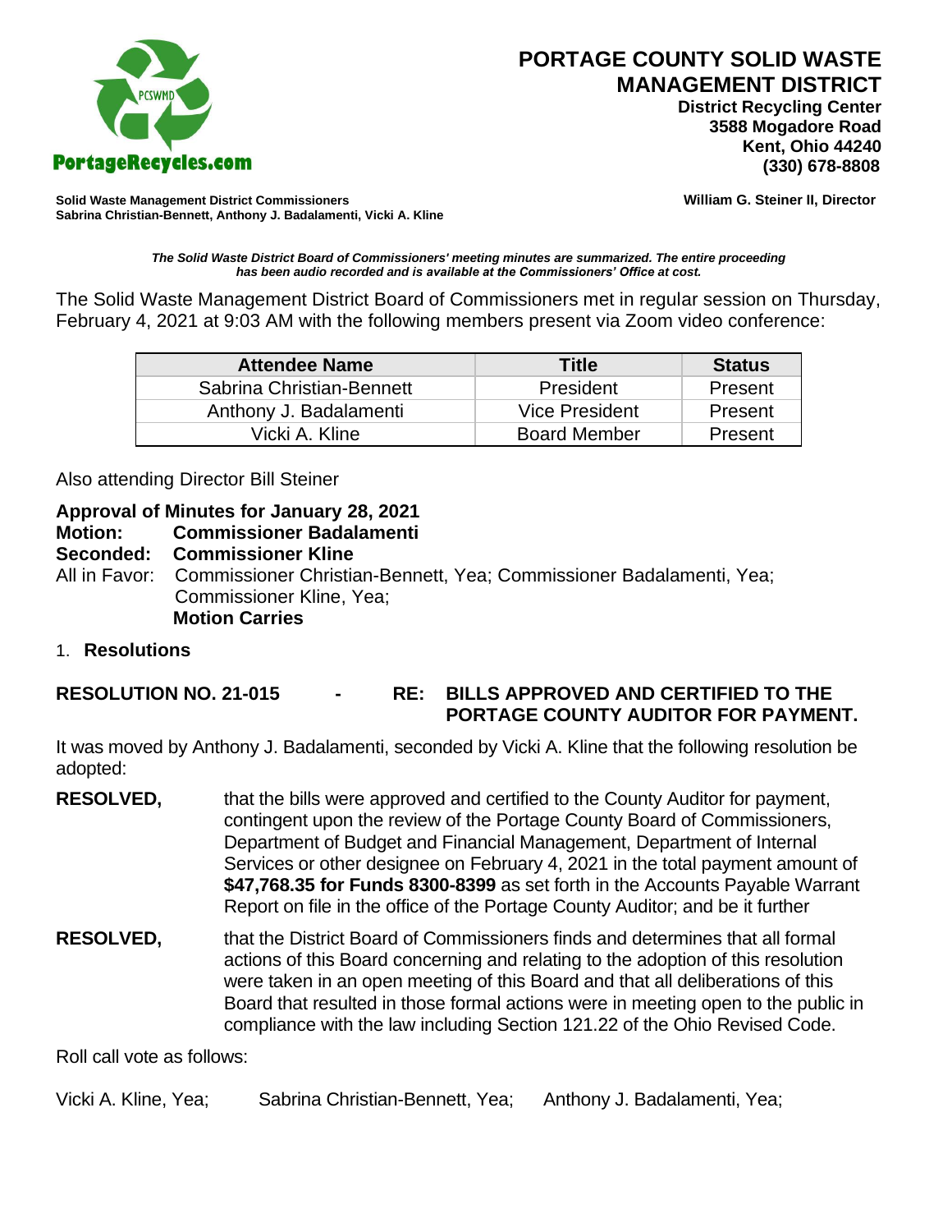PortageRecycles.com

# PORTAGE COUNTY SOLID WASTE MANAGEMENT DISTRICT

**District Recycling Center**
**3588 Mogadore Road**
**Kent, Ohio 44240**
**(330) 678-8808**

**Solid Waste Management District Commissioners**
**Sabrina Christian-Bennett, Anthony J. Badalamenti, Vicki A. Kline**

**William G. Steiner II, Director**

***The Solid Waste District Board of Commissioners' meeting minutes are summarized. The entire proceeding has been audio recorded and is available at the Commissioners' Office at cost.***

The Solid Waste Management District Board of Commissioners met in regular session on Thursday, February 4, 2021 at 9:03 AM with the following members present via Zoom video conference:

| Attendee Name | Title | Status |
|---|---|---|
| Sabrina Christian-Bennett | President | Present |
| Anthony J. Badalamenti | Vice President | Present |
| Vicki A. Kline | Board Member | Present |

Also attending Director Bill Steiner

**Approval of Minutes for January 28, 2021**
**Motion: Commissioner Badalamenti**
**Seconded: Commissioner Kline**
All in Favor: Commissioner Christian-Bennett, Yea; Commissioner Badalamenti, Yea; Commissioner Kline, Yea;
**Motion Carries**

1. **Resolutions**

**RESOLUTION NO. 21-015 - RE: BILLS APPROVED AND CERTIFIED TO THE PORTAGE COUNTY AUDITOR FOR PAYMENT.**

It was moved by Anthony J. Badalamenti, seconded by Vicki A. Kline that the following resolution be adopted:

**RESOLVED,** that the bills were approved and certified to the County Auditor for payment, contingent upon the review of the Portage County Board of Commissioners, Department of Budget and Financial Management, Department of Internal Services or other designee on February 4, 2021 in the total payment amount of **$47,768.35 for Funds 8300-8399** as set forth in the Accounts Payable Warrant Report on file in the office of the Portage County Auditor; and be it further

**RESOLVED,** that the District Board of Commissioners finds and determines that all formal actions of this Board concerning and relating to the adoption of this resolution were taken in an open meeting of this Board and that all deliberations of this Board that resulted in those formal actions were in meeting open to the public in compliance with the law including Section 121.22 of the Ohio Revised Code.

Roll call vote as follows:

Vicki A. Kline, Yea; Sabrina Christian-Bennett, Yea; Anthony J. Badalamenti, Yea;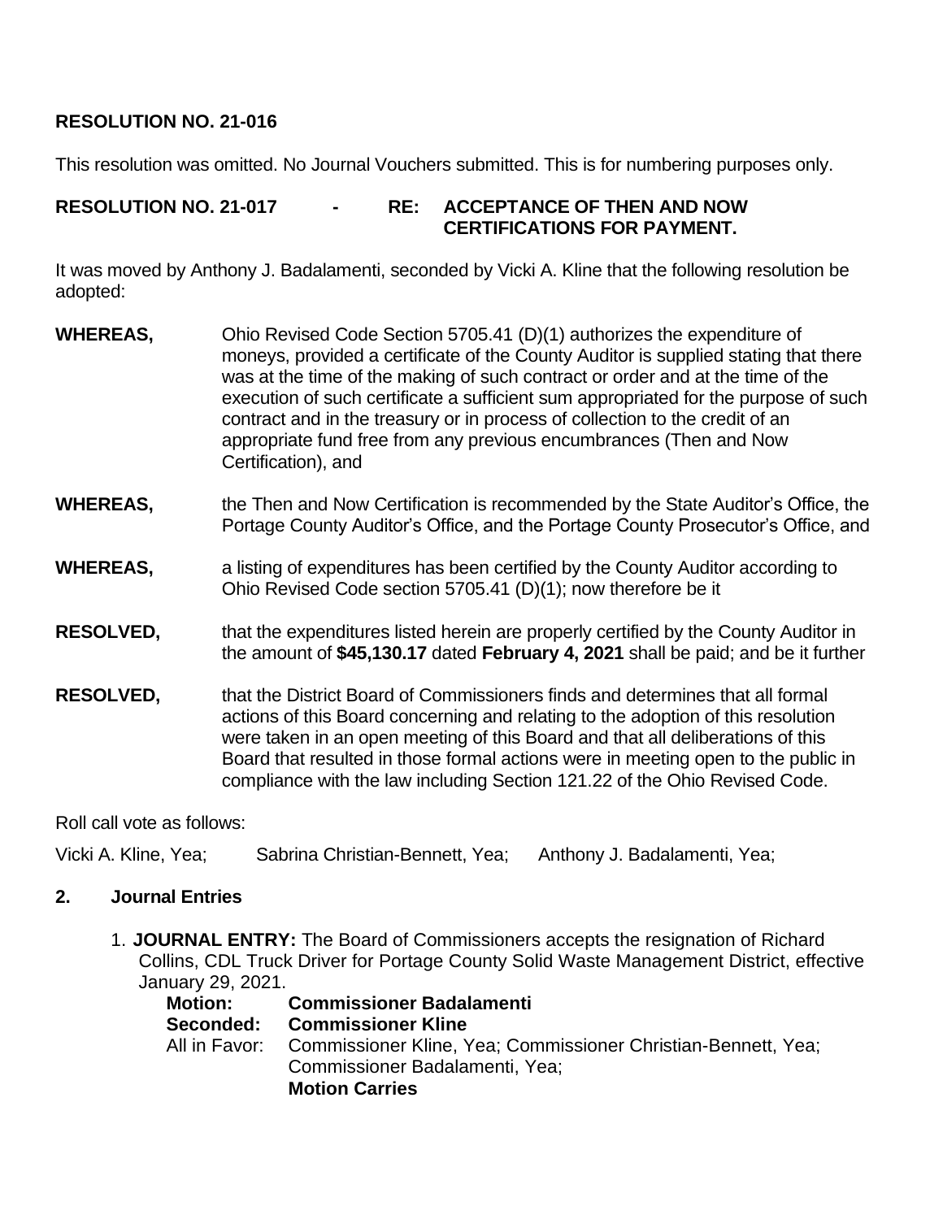**RESOLUTION NO. 21-016**

This resolution was omitted. No Journal Vouchers submitted. This is for numbering purposes only.

**RESOLUTION NO. 21-017 - RE: ACCEPTANCE OF THEN AND NOW CERTIFICATIONS FOR PAYMENT.**

It was moved by Anthony J. Badalamenti, seconded by Vicki A. Kline that the following resolution be adopted:

**WHEREAS,** Ohio Revised Code Section 5705.41 (D)(1) authorizes the expenditure of moneys, provided a certificate of the County Auditor is supplied stating that there was at the time of the making of such contract or order and at the time of the execution of such certificate a sufficient sum appropriated for the purpose of such contract and in the treasury or in process of collection to the credit of an appropriate fund free from any previous encumbrances (Then and Now Certification), and

**WHEREAS,** the Then and Now Certification is recommended by the State Auditor's Office, the Portage County Auditor's Office, and the Portage County Prosecutor's Office, and

**WHEREAS,** a listing of expenditures has been certified by the County Auditor according to Ohio Revised Code section 5705.41 (D)(1); now therefore be it

**RESOLVED,** that the expenditures listed herein are properly certified by the County Auditor in the amount of **$45,130.17** dated **February 4, 2021** shall be paid; and be it further

**RESOLVED,** that the District Board of Commissioners finds and determines that all formal actions of this Board concerning and relating to the adoption of this resolution were taken in an open meeting of this Board and that all deliberations of this Board that resulted in those formal actions were in meeting open to the public in compliance with the law including Section 121.22 of the Ohio Revised Code.

Roll call vote as follows:

Vicki A. Kline, Yea; Sabrina Christian-Bennett, Yea; Anthony J. Badalamenti, Yea;

**2. Journal Entries**

1. **JOURNAL ENTRY:** The Board of Commissioners accepts the resignation of Richard Collins, CDL Truck Driver for Portage County Solid Waste Management District, effective January 29, 2021.

   **Motion:** **Commissioner Badalamenti**
   **Seconded:** **Commissioner Kline**
   All in Favor: Commissioner Kline, Yea; Commissioner Christian-Bennett, Yea; Commissioner Badalamenti, Yea;
   **Motion Carries**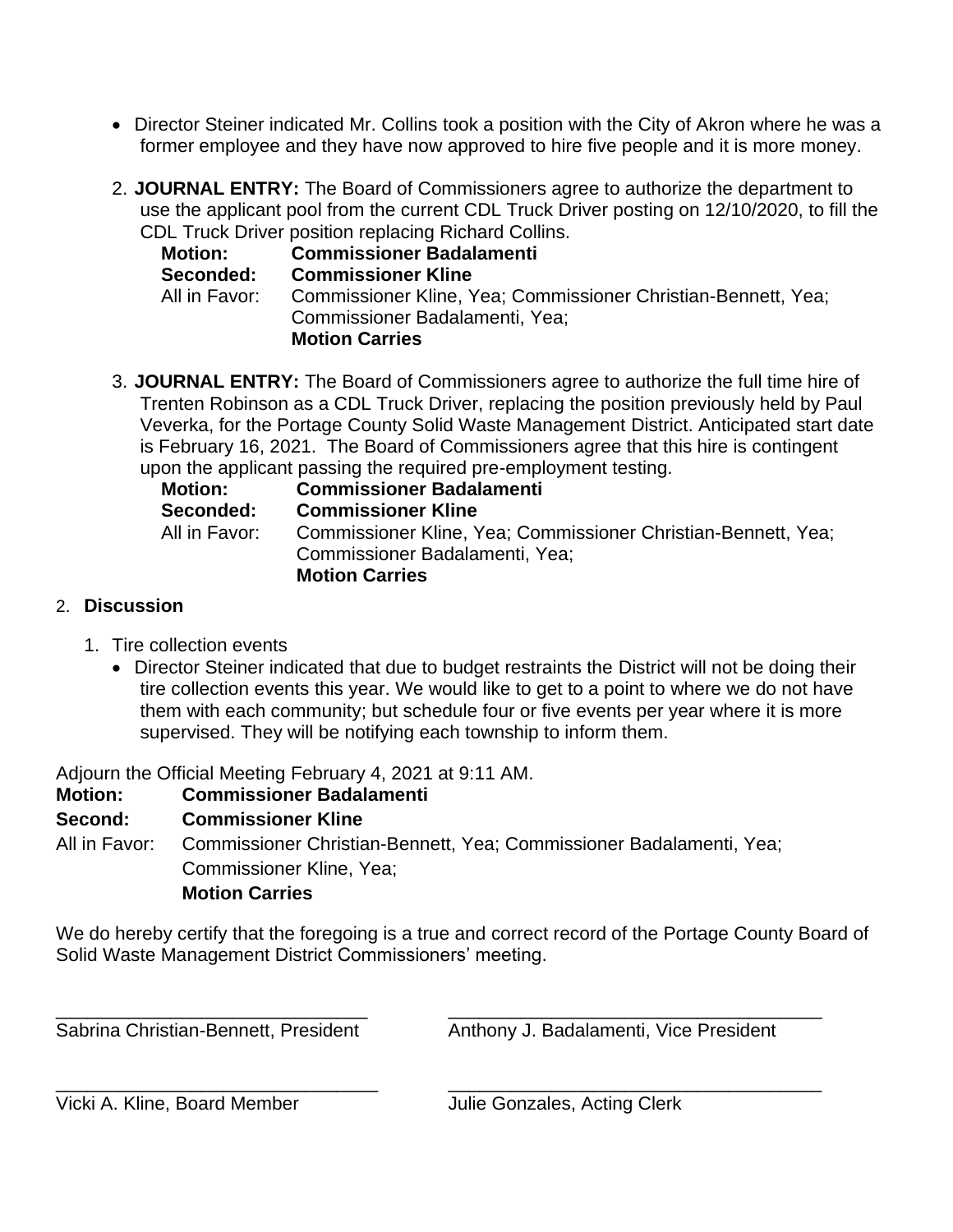- Director Steiner indicated Mr. Collins took a position with the City of Akron where he was a former employee and they have now approved to hire five people and it is more money.

2. **JOURNAL ENTRY:** The Board of Commissioners agree to authorize the department to use the applicant pool from the current CDL Truck Driver posting on 12/10/2020, to fill the CDL Truck Driver position replacing Richard Collins.

   **Motion:** **Commissioner Badalamenti**
   **Seconded:** **Commissioner Kline**
   All in Favor: Commissioner Kline, Yea; Commissioner Christian-Bennett, Yea; Commissioner Badalamenti, Yea;
   **Motion Carries**

3. **JOURNAL ENTRY:** The Board of Commissioners agree to authorize the full time hire of Trenten Robinson as a CDL Truck Driver, replacing the position previously held by Paul Veverka, for the Portage County Solid Waste Management District. Anticipated start date is February 16, 2021. The Board of Commissioners agree that this hire is contingent upon the applicant passing the required pre-employment testing.

   **Motion:** **Commissioner Badalamenti**
   **Seconded:** **Commissioner Kline**
   All in Favor: Commissioner Kline, Yea; Commissioner Christian-Bennett, Yea; Commissioner Badalamenti, Yea;
   **Motion Carries**

## 2. Discussion

1. Tire collection events
   - Director Steiner indicated that due to budget restraints the District will not be doing their tire collection events this year. We would like to get to a point to where we do not have them with each community; but schedule four or five events per year where it is more supervised. They will be notifying each township to inform them.

Adjourn the Official Meeting February 4, 2021 at 9:11 AM.

**Motion:** **Commissioner Badalamenti**
**Second:** **Commissioner Kline**
All in Favor: Commissioner Christian-Bennett, Yea; Commissioner Badalamenti, Yea; Commissioner Kline, Yea;
**Motion Carries**

We do hereby certify that the foregoing is a true and correct record of the Portage County Board of Solid Waste Management District Commissioners' meeting.

\_\_\_\_\_\_\_\_\_\_\_\_\_\_\_\_\_\_\_\_\_\_\_\_\_\_\_\_\_\_\_\_
Sabrina Christian-Bennett, President

\_\_\_\_\_\_\_\_\_\_\_\_\_\_\_\_\_\_\_\_\_\_\_\_\_\_\_\_\_\_\_\_
Anthony J. Badalamenti, Vice President

\_\_\_\_\_\_\_\_\_\_\_\_\_\_\_\_\_\_\_\_\_\_\_\_\_\_\_\_\_\_\_\_
Vicki A. Kline, Board Member

\_\_\_\_\_\_\_\_\_\_\_\_\_\_\_\_\_\_\_\_\_\_\_\_\_\_\_\_\_\_\_\_
Julie Gonzales, Acting Clerk